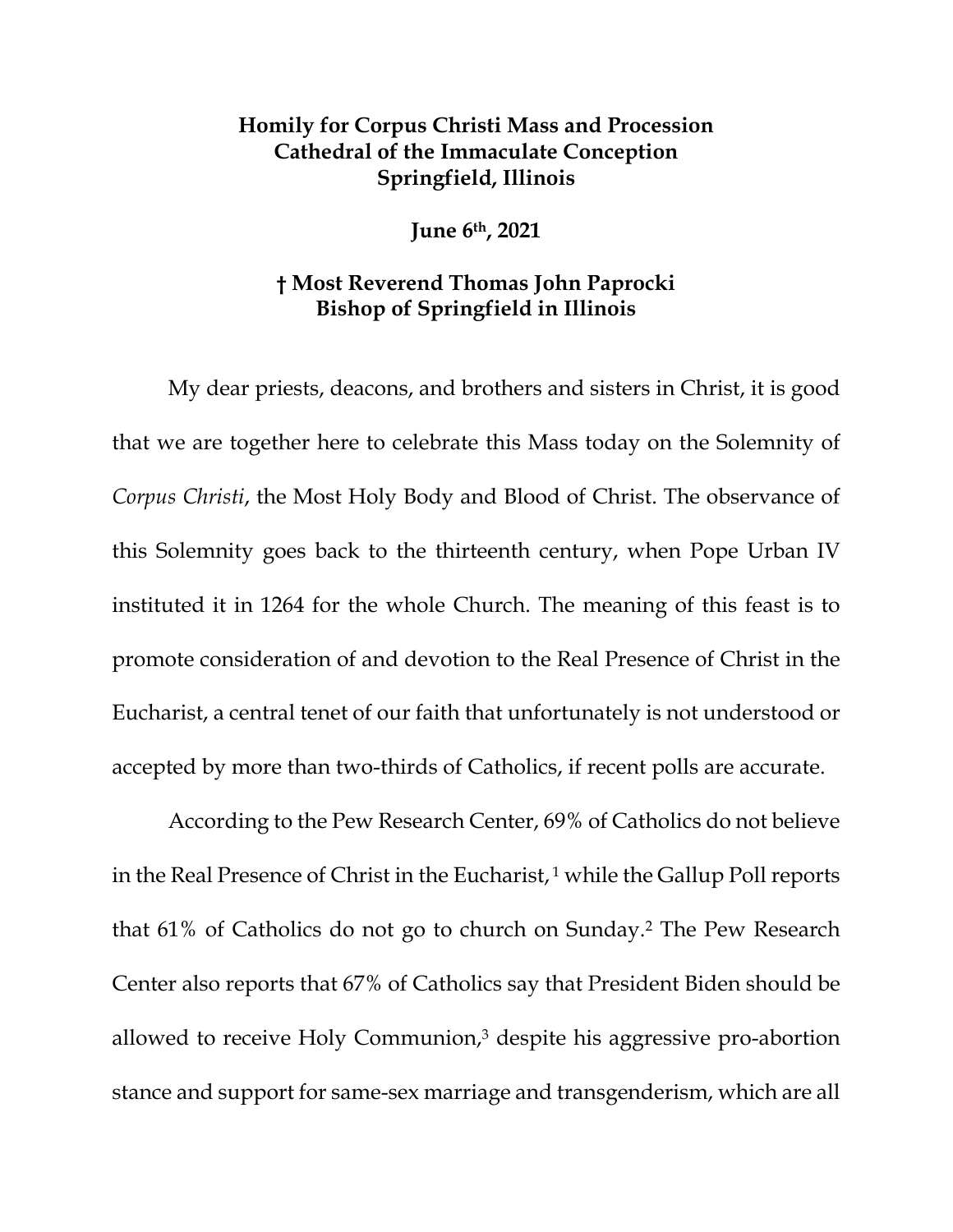**Homily for Corpus Christi Mass and Procession**
**Cathedral of the Immaculate Conception**
**Springfield, Illinois**

**June 6th, 2021**

**† Most Reverend Thomas John Paprocki**
**Bishop of Springfield in Illinois**

My dear priests, deacons, and brothers and sisters in Christ, it is good that we are together here to celebrate this Mass today on the Solemnity of *Corpus Christi*, the Most Holy Body and Blood of Christ. The observance of this Solemnity goes back to the thirteenth century, when Pope Urban IV instituted it in 1264 for the whole Church. The meaning of this feast is to promote consideration of and devotion to the Real Presence of Christ in the Eucharist, a central tenet of our faith that unfortunately is not understood or accepted by more than two-thirds of Catholics, if recent polls are accurate.

According to the Pew Research Center, 69% of Catholics do not believe in the Real Presence of Christ in the Eucharist,[1] while the Gallup Poll reports that 61% of Catholics do not go to church on Sunday.[2] The Pew Research Center also reports that 67% of Catholics say that President Biden should be allowed to receive Holy Communion,[3] despite his aggressive pro-abortion stance and support for same-sex marriage and transgenderism, which are all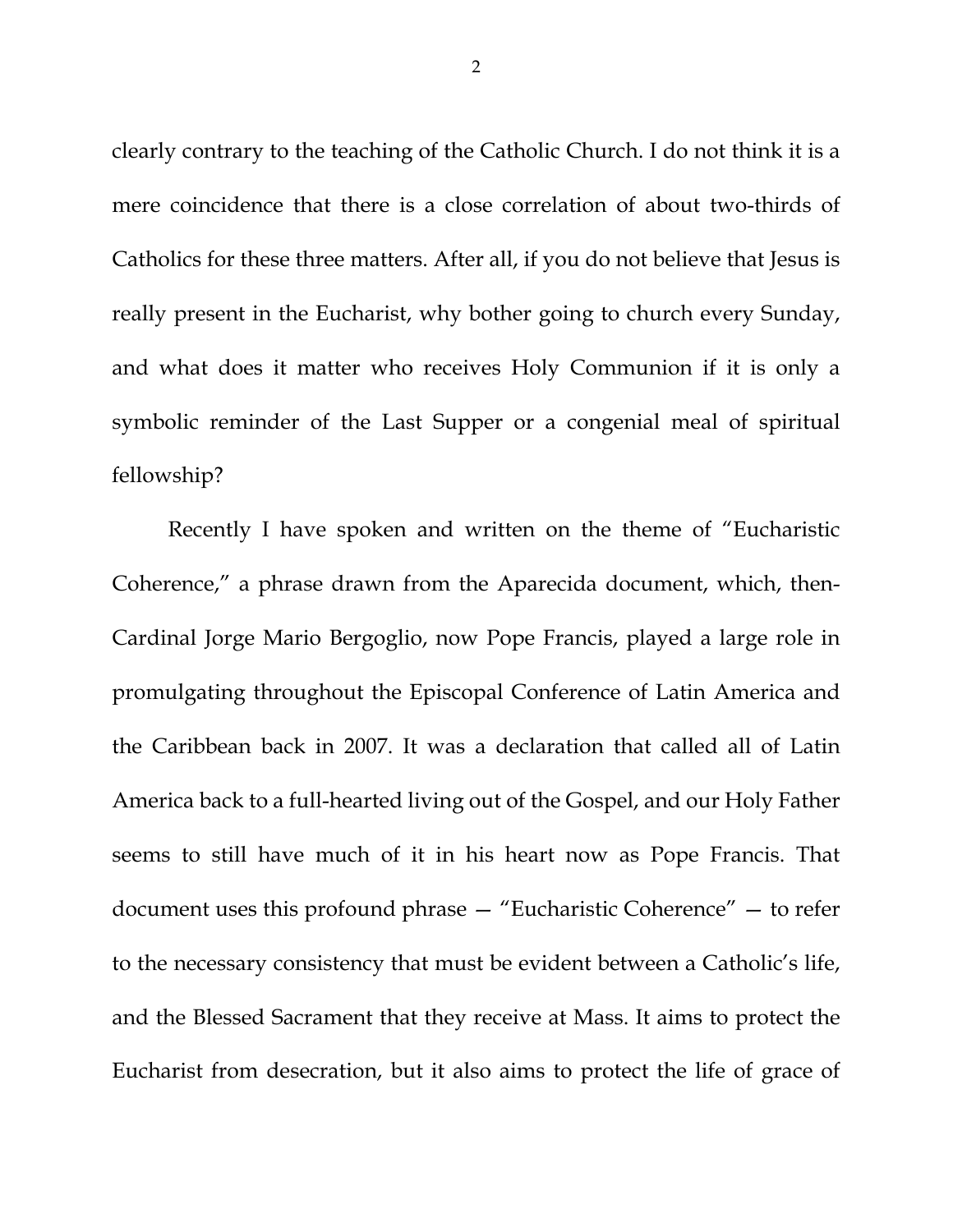clearly contrary to the teaching of the Catholic Church. I do not think it is a mere coincidence that there is a close correlation of about two-thirds of Catholics for these three matters. After all, if you do not believe that Jesus is really present in the Eucharist, why bother going to church every Sunday, and what does it matter who receives Holy Communion if it is only a symbolic reminder of the Last Supper or a congenial meal of spiritual fellowship?

Recently I have spoken and written on the theme of "Eucharistic Coherence," a phrase drawn from the Aparecida document, which, then-Cardinal Jorge Mario Bergoglio, now Pope Francis, played a large role in promulgating throughout the Episcopal Conference of Latin America and the Caribbean back in 2007. It was a declaration that called all of Latin America back to a full-hearted living out of the Gospel, and our Holy Father seems to still have much of it in his heart now as Pope Francis. That document uses this profound phrase — "Eucharistic Coherence" — to refer to the necessary consistency that must be evident between a Catholic's life, and the Blessed Sacrament that they receive at Mass. It aims to protect the Eucharist from desecration, but it also aims to protect the life of grace of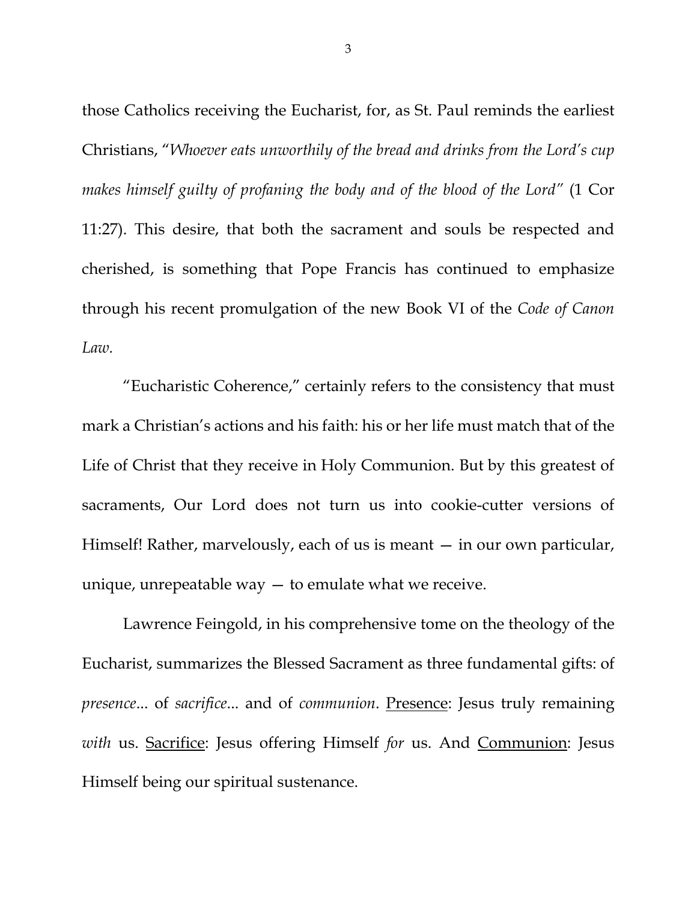those Catholics receiving the Eucharist, for, as St. Paul reminds the earliest Christians, "*Whoever eats unworthily of the bread and drinks from the Lord's cup makes himself guilty of profaning the body and of the blood of the Lord*" (1 Cor 11:27). This desire, that both the sacrament and souls be respected and cherished, is something that Pope Francis has continued to emphasize through his recent promulgation of the new Book VI of the *Code of Canon Law.*

"Eucharistic Coherence," certainly refers to the consistency that must mark a Christian's actions and his faith: his or her life must match that of the Life of Christ that they receive in Holy Communion. But by this greatest of sacraments, Our Lord does not turn us into cookie-cutter versions of Himself! Rather, marvelously, each of us is meant — in our own particular, unique, unrepeatable way — to emulate what we receive.

Lawrence Feingold, in his comprehensive tome on the theology of the Eucharist, summarizes the Blessed Sacrament as three fundamental gifts: of *presence*... of *sacrifice*... and of *communion*. <u>Presence</u>: Jesus truly remaining *with* us. <u>Sacrifice</u>: Jesus offering Himself *for* us. And <u>Communion</u>: Jesus Himself being our spiritual sustenance.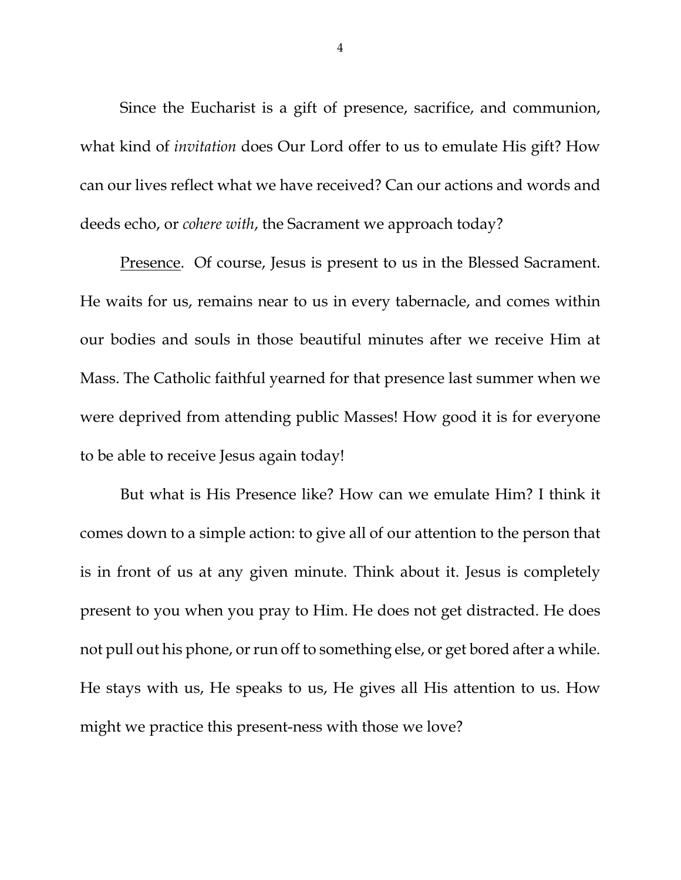Since the Eucharist is a gift of presence, sacrifice, and communion, what kind of *invitation* does Our Lord offer to us to emulate His gift? How can our lives reflect what we have received? Can our actions and words and deeds echo, or *cohere with*, the Sacrament we approach today?

<u>Presence</u>. Of course, Jesus is present to us in the Blessed Sacrament. He waits for us, remains near to us in every tabernacle, and comes within our bodies and souls in those beautiful minutes after we receive Him at Mass. The Catholic faithful yearned for that presence last summer when we were deprived from attending public Masses! How good it is for everyone to be able to receive Jesus again today!

But what is His Presence like? How can we emulate Him? I think it comes down to a simple action: to give all of our attention to the person that is in front of us at any given minute. Think about it. Jesus is completely present to you when you pray to Him. He does not get distracted. He does not pull out his phone, or run off to something else, or get bored after a while. He stays with us, He speaks to us, He gives all His attention to us. How might we practice this present-ness with those we love?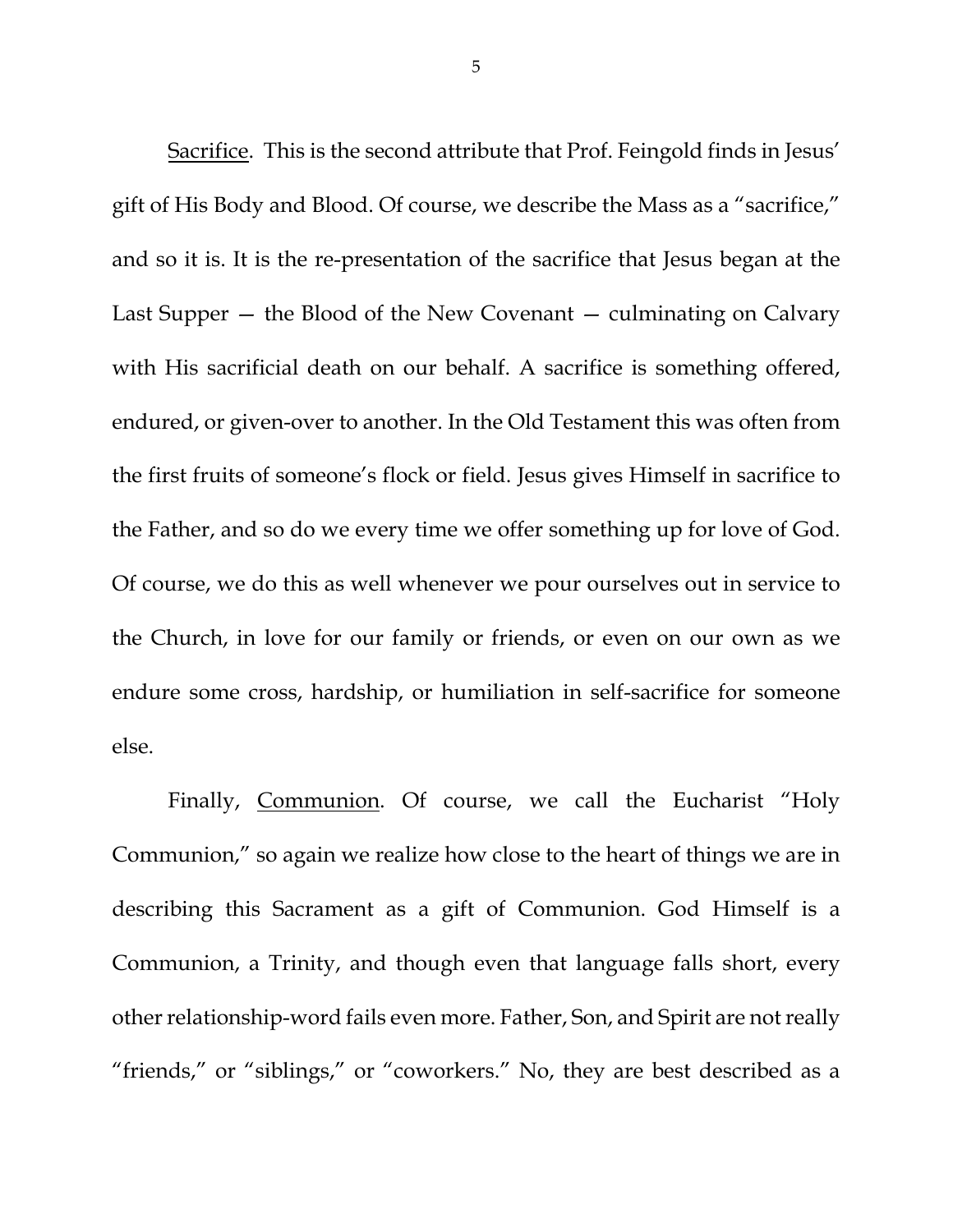<u>Sacrifice</u>. This is the second attribute that Prof. Feingold finds in Jesus' gift of His Body and Blood. Of course, we describe the Mass as a "sacrifice," and so it is. It is the re-presentation of the sacrifice that Jesus began at the Last Supper — the Blood of the New Covenant — culminating on Calvary with His sacrificial death on our behalf. A sacrifice is something offered, endured, or given-over to another. In the Old Testament this was often from the first fruits of someone's flock or field. Jesus gives Himself in sacrifice to the Father, and so do we every time we offer something up for love of God. Of course, we do this as well whenever we pour ourselves out in service to the Church, in love for our family or friends, or even on our own as we endure some cross, hardship, or humiliation in self-sacrifice for someone else.

Finally, <u>Communion</u>. Of course, we call the Eucharist "Holy Communion," so again we realize how close to the heart of things we are in describing this Sacrament as a gift of Communion. God Himself is a Communion, a Trinity, and though even that language falls short, every other relationship-word fails even more. Father, Son, and Spirit are not really "friends," or "siblings," or "coworkers." No, they are best described as a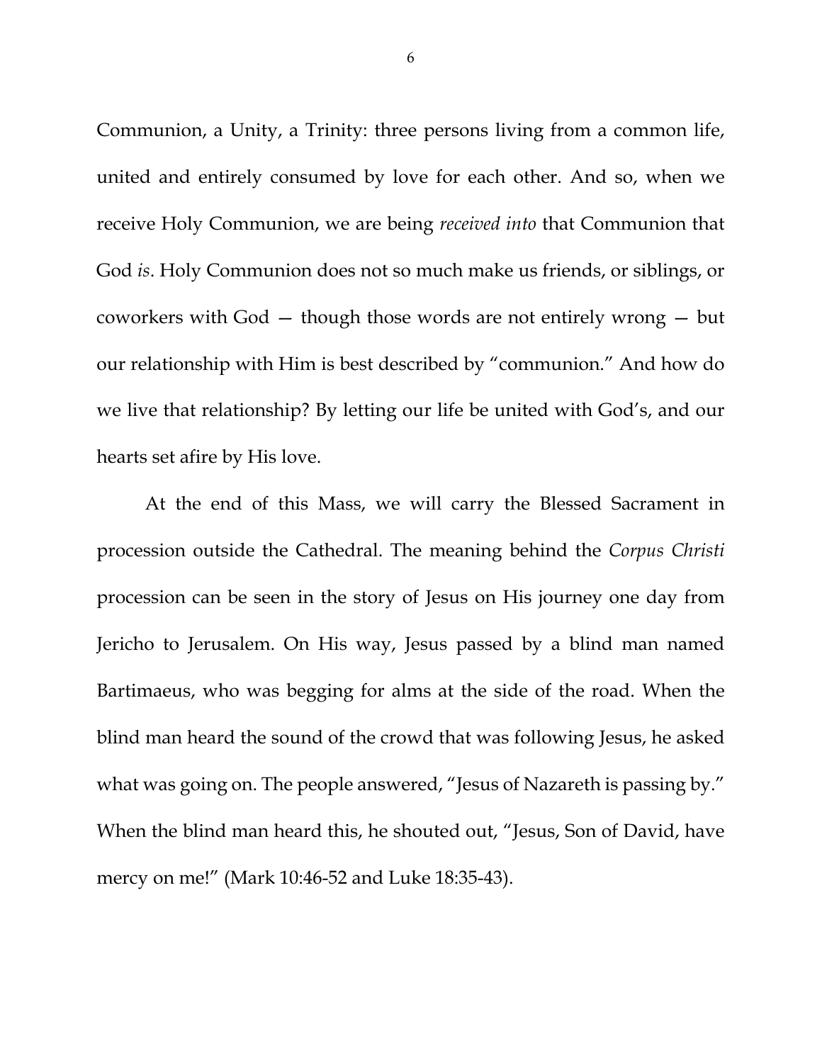Communion, a Unity, a Trinity: three persons living from a common life, united and entirely consumed by love for each other. And so, when we receive Holy Communion, we are being *received into* that Communion that God *is*. Holy Communion does not so much make us friends, or siblings, or coworkers with God — though those words are not entirely wrong — but our relationship with Him is best described by "communion." And how do we live that relationship? By letting our life be united with God's, and our hearts set afire by His love.

At the end of this Mass, we will carry the Blessed Sacrament in procession outside the Cathedral. The meaning behind the *Corpus Christi* procession can be seen in the story of Jesus on His journey one day from Jericho to Jerusalem. On His way, Jesus passed by a blind man named Bartimaeus, who was begging for alms at the side of the road. When the blind man heard the sound of the crowd that was following Jesus, he asked what was going on. The people answered, "Jesus of Nazareth is passing by." When the blind man heard this, he shouted out, "Jesus, Son of David, have mercy on me!" (Mark 10:46-52 and Luke 18:35-43).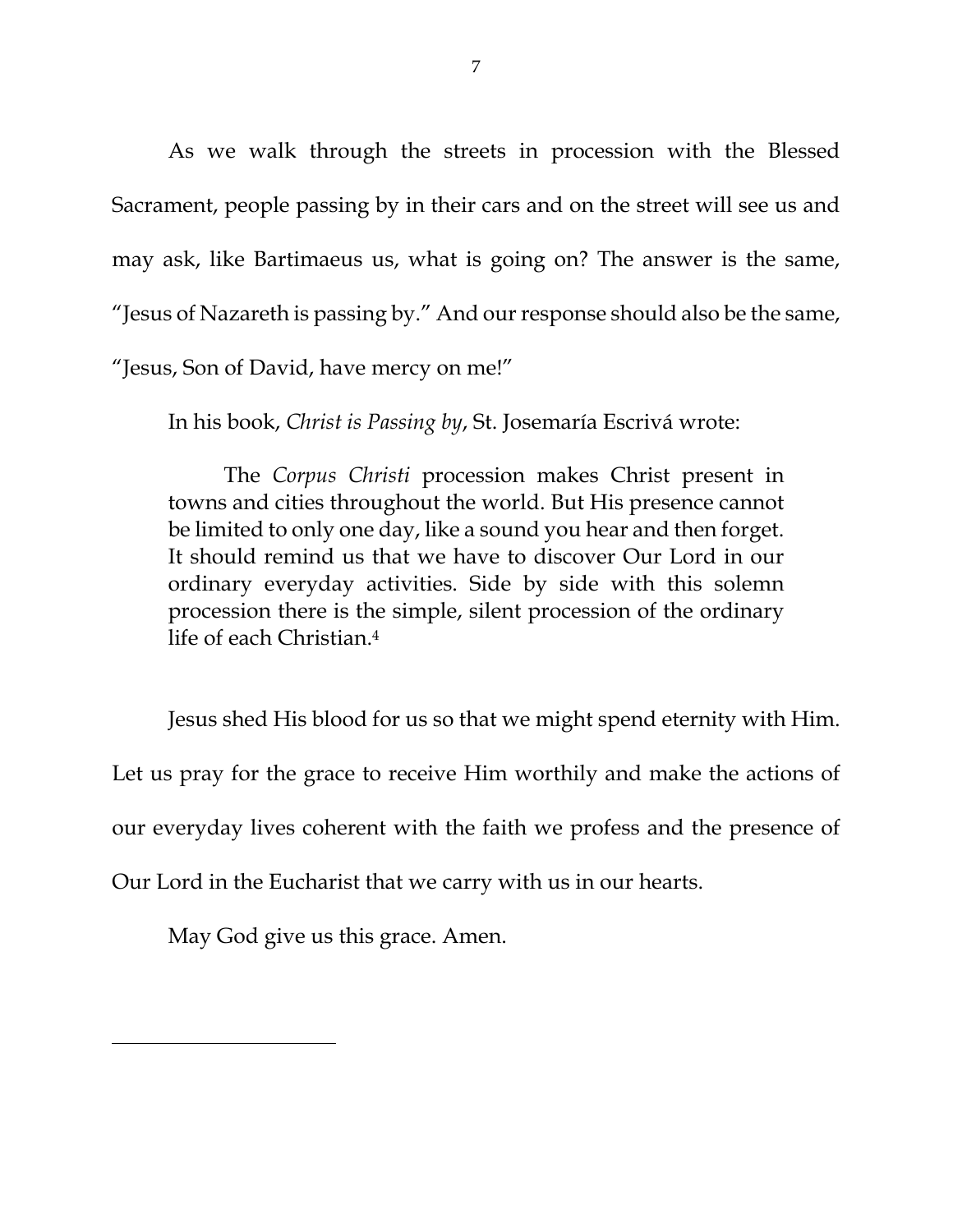As we walk through the streets in procession with the Blessed Sacrament, people passing by in their cars and on the street will see us and may ask, like Bartimaeus us, what is going on? The answer is the same, "Jesus of Nazareth is passing by." And our response should also be the same, "Jesus, Son of David, have mercy on me!"

In his book, *Christ is Passing by*, St. Josemaría Escrivá wrote:

> The *Corpus Christi* procession makes Christ present in towns and cities throughout the world. But His presence cannot be limited to only one day, like a sound you hear and then forget. It should remind us that we have to discover Our Lord in our ordinary everyday activities. Side by side with this solemn procession there is the simple, silent procession of the ordinary life of each Christian.[4]

Jesus shed His blood for us so that we might spend eternity with Him. Let us pray for the grace to receive Him worthily and make the actions of our everyday lives coherent with the faith we profess and the presence of Our Lord in the Eucharist that we carry with us in our hearts.

May God give us this grace. Amen.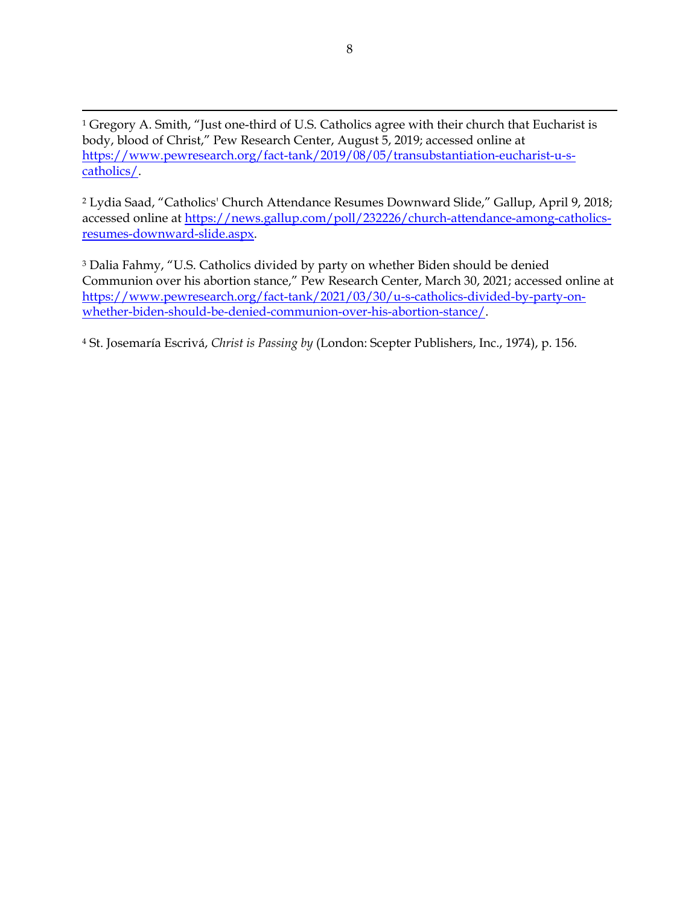[1] Gregory A. Smith, "Just one-third of U.S. Catholics agree with their church that Eucharist is body, blood of Christ," Pew Research Center, August 5, 2019; accessed online at https://www.pewresearch.org/fact-tank/2019/08/05/transubstantiation-eucharist-u-s-catholics/.

[2] Lydia Saad, "Catholics' Church Attendance Resumes Downward Slide," Gallup, April 9, 2018; accessed online at https://news.gallup.com/poll/232226/church-attendance-among-catholics-resumes-downward-slide.aspx.

[3] Dalia Fahmy, "U.S. Catholics divided by party on whether Biden should be denied Communion over his abortion stance," Pew Research Center, March 30, 2021; accessed online at https://www.pewresearch.org/fact-tank/2021/03/30/u-s-catholics-divided-by-party-on-whether-biden-should-be-denied-communion-over-his-abortion-stance/.

[4] St. Josemaría Escrivá, *Christ is Passing by* (London: Scepter Publishers, Inc., 1974), p. 156.